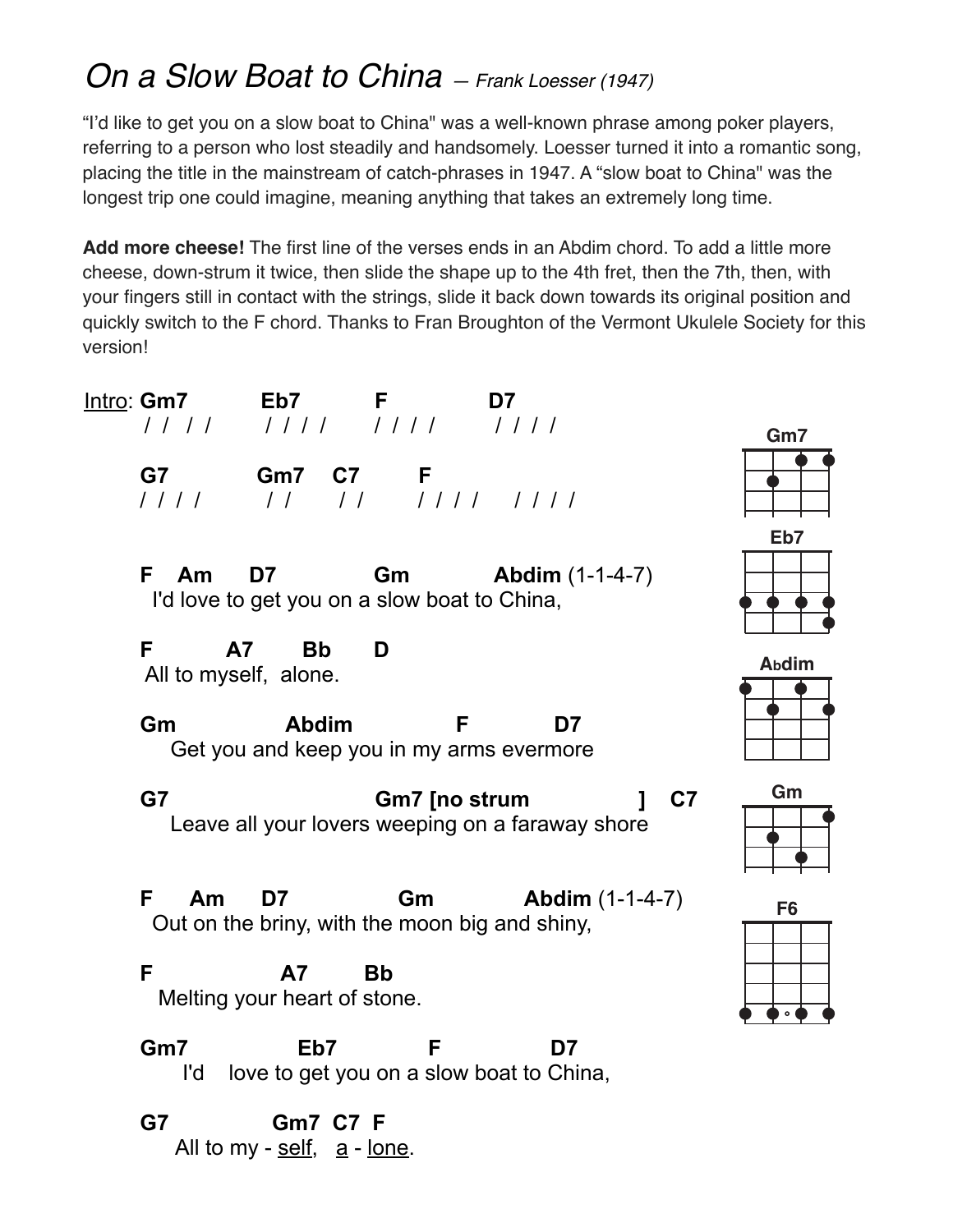# *On a Slow Boat to China* — *Frank Loesser (1947)*

"I'd like to get you on a slow boat to China" was a well-known phrase among poker players, referring to a person who lost steadily and handsomely. Loesser turned it into a romantic song, placing the title in the mainstream of catch-phrases in 1947. A "slow boat to China" was the longest trip one could imagine, meaning anything that takes an extremely long time.

**Add more cheese!** The first line of the verses ends in an Abdim chord. To add a little more cheese, down-strum it twice, then slide the shape up to the 4th fret, then the 7th, then, with your fingers still in contact with the strings, slide it back down towards its original position and quickly switch to the F chord. Thanks to Fran Broughton of the Vermont Ukulele Society for this version!

```
Intro: Gm7         Eb7         F           D7
        / /  / /    / / / /     / / / /     / / / /

       G7          Gm7    C7       F
       / / / /      / /    / /      / / / /    / / / /


       F    Am     D7            Gm          Abdim (1-1-4-7)
        I'd love to get you on a slow boat to China,

       F         A7      Bb      D
        All to myself,  alone.

       Gm              Abdim             F           D7
           Get you and keep you in my arms evermore

       G7                          Gm7 [no strum              ]    C7
           Leave all your lovers weeping on a faraway shore


       F     Am     D7              Gm           Abdim (1-1-4-7)
        Out on the briny, with the moon big and shiny,

       F               A7       Bb
         Melting your heart of stone.

       Gm7             Eb7           F             D7
            I'd    love to get you on a slow boat to China,

       G7            Gm7  C7  F
           All to my - self,   a - lone.
```

Chord diagrams: Gm7, Eb7, Abdim, Gm, F6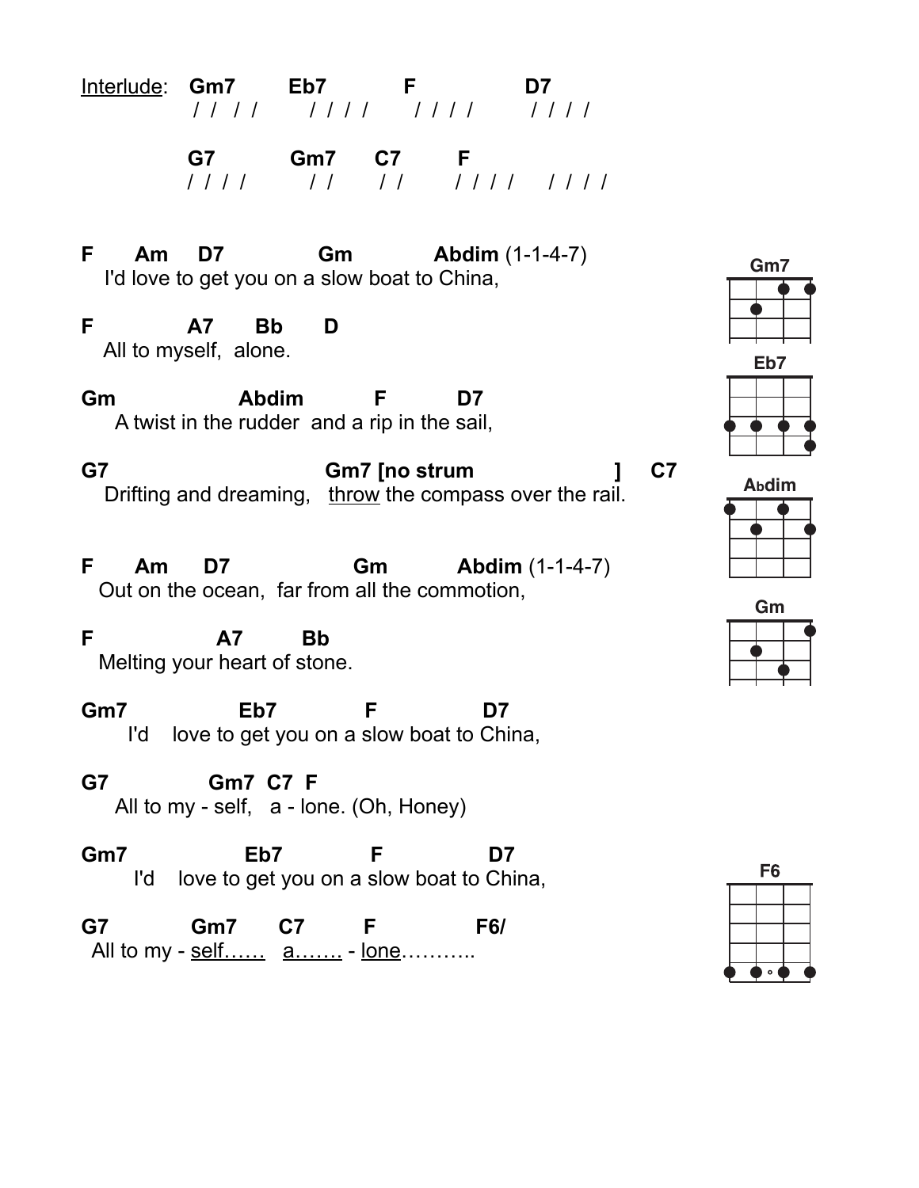Interlude: **Gm7** / / / / **Eb7** / / / / **F** / / / / **D7** / / / /

**G7** / / / / **Gm7** / / **C7** / / **F** / / / / / / / /

```
F      Am     D7              Gm            Abdim (1-1-4-7)
    I'd love to get you on a slow boat to China,

F           A7      Bb      D
   All to myself,  alone.

Gm                Abdim          F          D7
     A twist in the rudder  and a rip in the sail,

G7                              Gm7 [no strum                    ]     C7
    Drifting and dreaming,   throw the compass over the rail.

F      Am      D7                  Gm           Abdim (1-1-4-7)
   Out on the ocean,  far from all the commotion,

F                A7        Bb
   Melting your heart of stone.

Gm7              Eb7            F             D7
       I'd    love to get you on a slow boat to China,

G7              Gm7  C7  F
     All to my - self,   a - lone. (Oh, Honey)

Gm7                Eb7             F              D7
        I'd    love to get you on a slow boat to China,

G7           Gm7       C7         F              F6/
  All to my - self……   a……. - lone………..
```

Gm7

Eb7

Abdim

Gm

F6